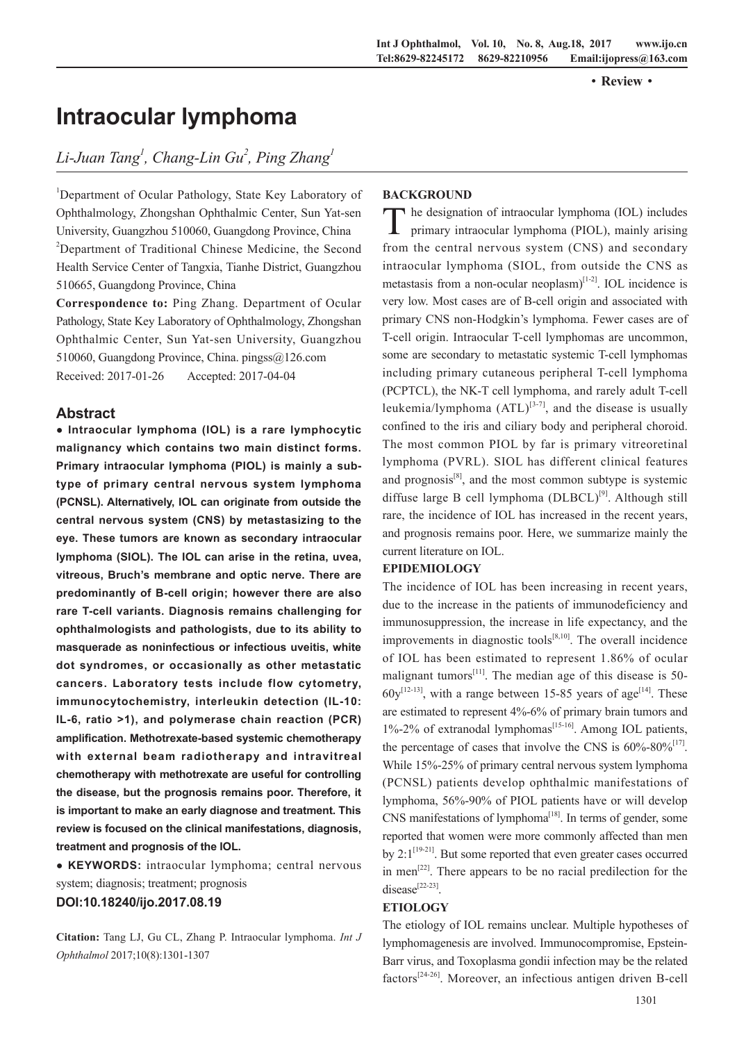·Review·

# Intraocular lymphoma

*Li-Juan Tang[1], Chang-Lin Gu[2], Ping Zhang[1]*

[1]Department of Ocular Pathology, State Key Laboratory of Ophthalmology, Zhongshan Ophthalmic Center, Sun Yat-sen University, Guangzhou 510060, Guangdong Province, China

[2]Department of Traditional Chinese Medicine, the Second Health Service Center of Tangxia, Tianhe District, Guangzhou 510665, Guangdong Province, China

**Correspondence to:** Ping Zhang. Department of Ocular Pathology, State Key Laboratory of Ophthalmology, Zhongshan Ophthalmic Center, Sun Yat-sen University, Guangzhou 510060, Guangdong Province, China. pingss@126.com

Received: 2017-01-26 Accepted: 2017-04-04

## Abstract

**● Intraocular lymphoma (IOL) is a rare lymphocytic malignancy which contains two main distinct forms. Primary intraocular lymphoma (PIOL) is mainly a subtype of primary central nervous system lymphoma (PCNSL). Alternatively, IOL can originate from outside the central nervous system (CNS) by metastasizing to the eye. These tumors are known as secondary intraocular lymphoma (SIOL). The IOL can arise in the retina, uvea, vitreous, Bruch's membrane and optic nerve. There are predominantly of B-cell origin; however there are also rare T-cell variants. Diagnosis remains challenging for ophthalmologists and pathologists, due to its ability to masquerade as noninfectious or infectious uveitis, white dot syndromes, or occasionally as other metastatic cancers. Laboratory tests include flow cytometry, immunocytochemistry, interleukin detection (IL-10: IL-6, ratio >1), and polymerase chain reaction (PCR) amplification. Methotrexate-based systemic chemotherapy with external beam radiotherapy and intravitreal chemotherapy with methotrexate are useful for controlling the disease, but the prognosis remains poor. Therefore, it is important to make an early diagnose and treatment. This review is focused on the clinical manifestations, diagnosis, treatment and prognosis of the IOL.**

● **KEYWORDS:** intraocular lymphoma; central nervous system; diagnosis; treatment; prognosis

**DOI:10.18240/ijo.2017.08.19**

**Citation:** Tang LJ, Gu CL, Zhang P. Intraocular lymphoma. *Int J Ophthalmol* 2017;10(8):1301-1307

## BACKGROUND

The designation of intraocular lymphoma (IOL) includes primary intraocular lymphoma (PIOL), mainly arising from the central nervous system (CNS) and secondary intraocular lymphoma (SIOL, from outside the CNS as metastasis from a non-ocular neoplasm)[1-2]. IOL incidence is very low. Most cases are of B-cell origin and associated with primary CNS non-Hodgkin's lymphoma. Fewer cases are of T-cell origin. Intraocular T-cell lymphomas are uncommon, some are secondary to metastatic systemic T-cell lymphomas including primary cutaneous peripheral T-cell lymphoma (PCPTCL), the NK-T cell lymphoma, and rarely adult T-cell leukemia/lymphoma (ATL)[3-7], and the disease is usually confined to the iris and ciliary body and peripheral choroid. The most common PIOL by far is primary vitreoretinal lymphoma (PVRL). SIOL has different clinical features and prognosis[8], and the most common subtype is systemic diffuse large B cell lymphoma (DLBCL)[9]. Although still rare, the incidence of IOL has increased in the recent years, and prognosis remains poor. Here, we summarize mainly the current literature on IOL.

## EPIDEMIOLOGY

The incidence of IOL has been increasing in recent years, due to the increase in the patients of immunodeficiency and immunosuppression, the increase in life expectancy, and the improvements in diagnostic tools[8,10]. The overall incidence of IOL has been estimated to represent 1.86% of ocular malignant tumors[11]. The median age of this disease is 50-60y[12-13], with a range between 15-85 years of age[14]. These are estimated to represent 4%-6% of primary brain tumors and 1%-2% of extranodal lymphomas[15-16]. Among IOL patients, the percentage of cases that involve the CNS is 60%-80%[17]. While 15%-25% of primary central nervous system lymphoma (PCNSL) patients develop ophthalmic manifestations of lymphoma, 56%-90% of PIOL patients have or will develop CNS manifestations of lymphoma[18]. In terms of gender, some reported that women were more commonly affected than men by 2:1[19-21]. But some reported that even greater cases occurred in men[22]. There appears to be no racial predilection for the disease[22-23].

## ETIOLOGY

The etiology of IOL remains unclear. Multiple hypotheses of lymphomagenesis are involved. Immunocompromise, Epstein-Barr virus, and Toxoplasma gondii infection may be the related factors[24-26]. Moreover, an infectious antigen driven B-cell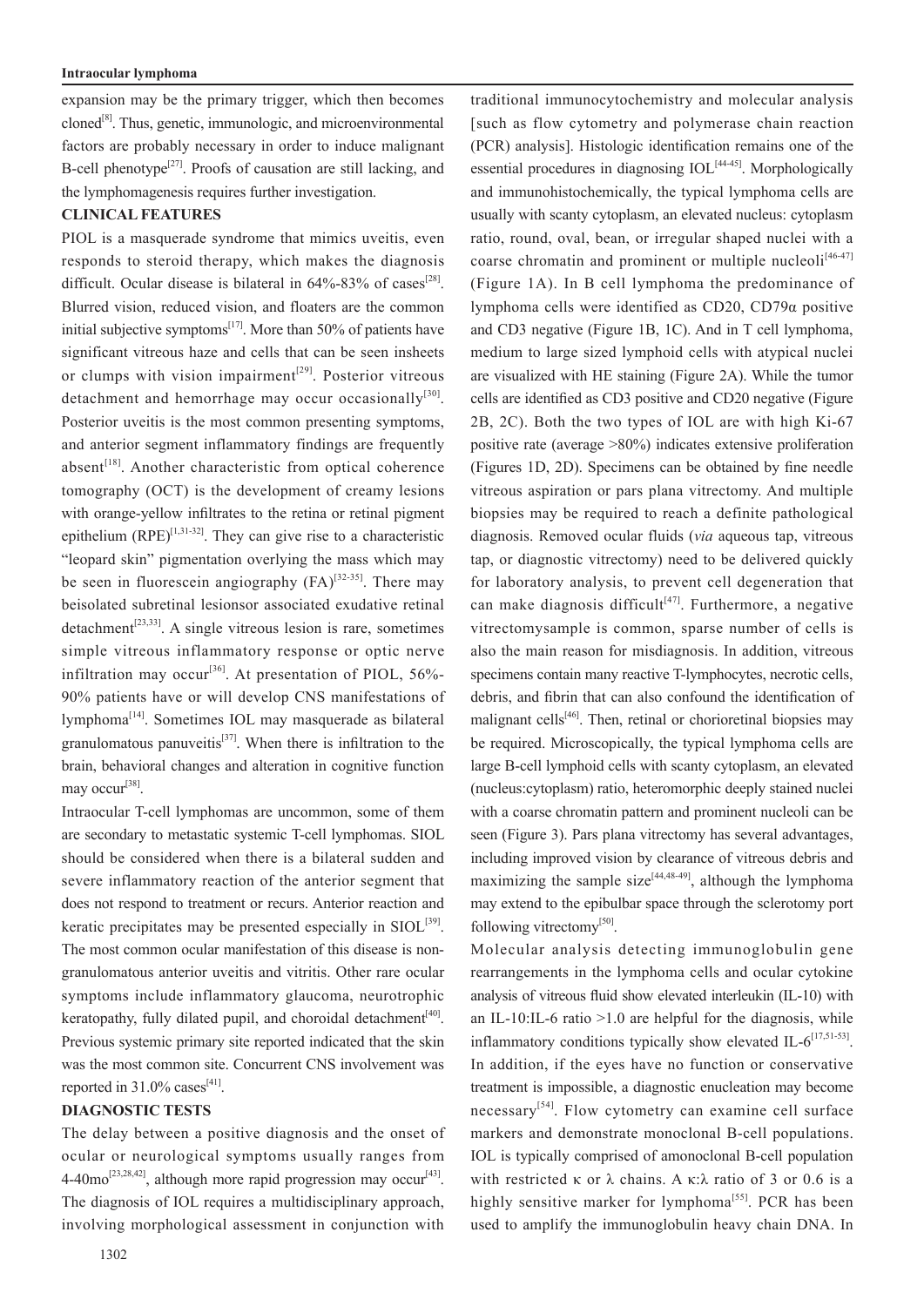expansion may be the primary trigger, which then becomes cloned[8]. Thus, genetic, immunologic, and microenvironmental factors are probably necessary in order to induce malignant B-cell phenotype[27]. Proofs of causation are still lacking, and the lymphomagenesis requires further investigation.

## CLINICAL FEATURES

PIOL is a masquerade syndrome that mimics uveitis, even responds to steroid therapy, which makes the diagnosis difficult. Ocular disease is bilateral in 64%-83% of cases[28]. Blurred vision, reduced vision, and floaters are the common initial subjective symptoms[17]. More than 50% of patients have significant vitreous haze and cells that can be seen insheets or clumps with vision impairment[29]. Posterior vitreous detachment and hemorrhage may occur occasionally[30]. Posterior uveitis is the most common presenting symptoms, and anterior segment inflammatory findings are frequently absent[18]. Another characteristic from optical coherence tomography (OCT) is the development of creamy lesions with orange-yellow infiltrates to the retina or retinal pigment epithelium (RPE)[1,31-32]. They can give rise to a characteristic "leopard skin" pigmentation overlying the mass which may be seen in fluorescein angiography (FA)[32-35]. There may beisolated subretinal lesionsor associated exudative retinal detachment[23,33]. A single vitreous lesion is rare, sometimes simple vitreous inflammatory response or optic nerve infiltration may occur[36]. At presentation of PIOL, 56%-90% patients have or will develop CNS manifestations of lymphoma[14]. Sometimes IOL may masquerade as bilateral granulomatous panuveitis[37]. When there is infiltration to the brain, behavioral changes and alteration in cognitive function may occur[38].

Intraocular T-cell lymphomas are uncommon, some of them are secondary to metastatic systemic T-cell lymphomas. SIOL should be considered when there is a bilateral sudden and severe inflammatory reaction of the anterior segment that does not respond to treatment or recurs. Anterior reaction and keratic precipitates may be presented especially in SIOL[39]. The most common ocular manifestation of this disease is non-granulomatous anterior uveitis and vitritis. Other rare ocular symptoms include inflammatory glaucoma, neurotrophic keratopathy, fully dilated pupil, and choroidal detachment[40]. Previous systemic primary site reported indicated that the skin was the most common site. Concurrent CNS involvement was reported in 31.0% cases[41].

## DIAGNOSTIC TESTS

The delay between a positive diagnosis and the onset of ocular or neurological symptoms usually ranges from 4-40mo[23,28,42], although more rapid progression may occur[43]. The diagnosis of IOL requires a multidisciplinary approach, involving morphological assessment in conjunction with traditional immunocytochemistry and molecular analysis [such as flow cytometry and polymerase chain reaction (PCR) analysis]. Histologic identification remains one of the essential procedures in diagnosing IOL[44-45]. Morphologically and immunohistochemically, the typical lymphoma cells are usually with scanty cytoplasm, an elevated nucleus: cytoplasm ratio, round, oval, bean, or irregular shaped nuclei with a coarse chromatin and prominent or multiple nucleoli[46-47] (Figure 1A). In B cell lymphoma the predominance of lymphoma cells were identified as CD20, CD79α positive and CD3 negative (Figure 1B, 1C). And in T cell lymphoma, medium to large sized lymphoid cells with atypical nuclei are visualized with HE staining (Figure 2A). While the tumor cells are identified as CD3 positive and CD20 negative (Figure 2B, 2C). Both the two types of IOL are with high Ki-67 positive rate (average >80%) indicates extensive proliferation (Figures 1D, 2D). Specimens can be obtained by fine needle vitreous aspiration or pars plana vitrectomy. And multiple biopsies may be required to reach a definite pathological diagnosis. Removed ocular fluids (*via* aqueous tap, vitreous tap, or diagnostic vitrectomy) need to be delivered quickly for laboratory analysis, to prevent cell degeneration that can make diagnosis difficult[47]. Furthermore, a negative vitrectomysample is common, sparse number of cells is also the main reason for misdiagnosis. In addition, vitreous specimens contain many reactive T-lymphocytes, necrotic cells, debris, and fibrin that can also confound the identification of malignant cells[46]. Then, retinal or chorioretinal biopsies may be required. Microscopically, the typical lymphoma cells are large B-cell lymphoid cells with scanty cytoplasm, an elevated (nucleus:cytoplasm) ratio, heteromorphic deeply stained nuclei with a coarse chromatin pattern and prominent nucleoli can be seen (Figure 3). Pars plana vitrectomy has several advantages, including improved vision by clearance of vitreous debris and maximizing the sample size[44,48-49], although the lymphoma may extend to the epibulbar space through the sclerotomy port following vitrectomy[50].

Molecular analysis detecting immunoglobulin gene rearrangements in the lymphoma cells and ocular cytokine analysis of vitreous fluid show elevated interleukin (IL-10) with an IL-10:IL-6 ratio >1.0 are helpful for the diagnosis, while inflammatory conditions typically show elevated IL-6[17,51-53]. In addition, if the eyes have no function or conservative treatment is impossible, a diagnostic enucleation may become necessary[54]. Flow cytometry can examine cell surface markers and demonstrate monoclonal B-cell populations. IOL is typically comprised of amonoclonal B-cell population with restricted κ or λ chains. A κ:λ ratio of 3 or 0.6 is a highly sensitive marker for lymphoma[55]. PCR has been used to amplify the immunoglobulin heavy chain DNA. In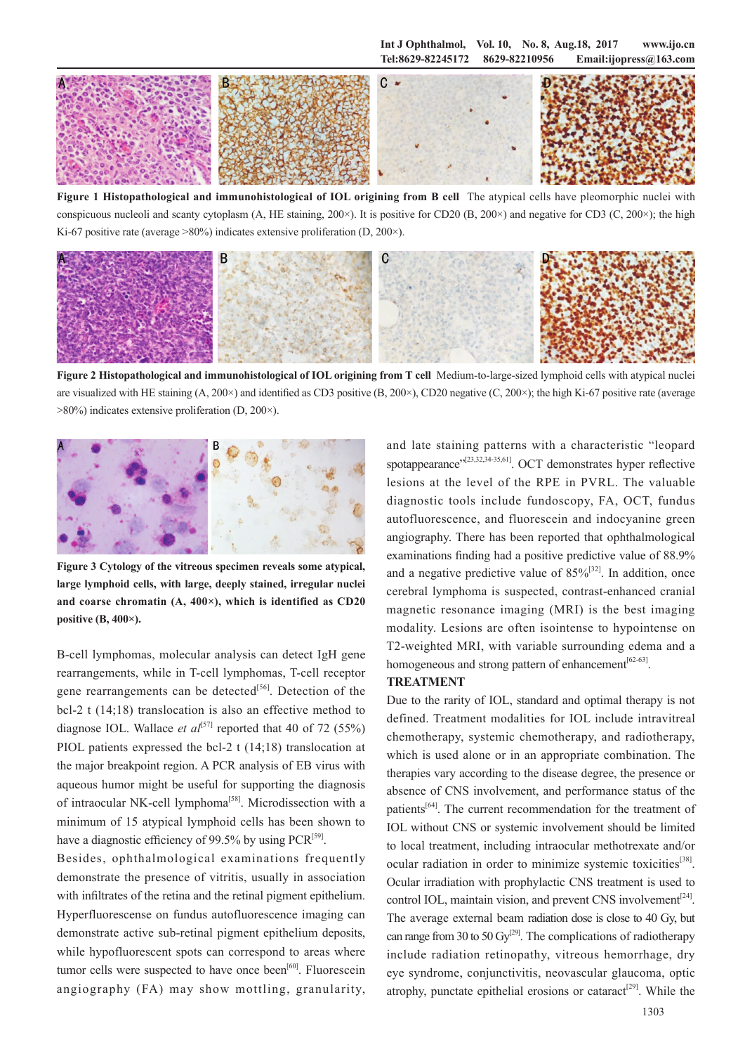**Figure 1 Histopathological and immunohistological of IOL origining from B cell** The atypical cells have pleomorphic nuclei with conspicuous nucleoli and scanty cytoplasm (A, HE staining, 200×). It is positive for CD20 (B, 200×) and negative for CD3 (C, 200×); the high Ki-67 positive rate (average >80%) indicates extensive proliferation (D, 200×).

**Figure 2 Histopathological and immunohistological of IOL origining from T cell** Medium-to-large-sized lymphoid cells with atypical nuclei are visualized with HE staining (A, 200×) and identified as CD3 positive (B, 200×), CD20 negative (C, 200×); the high Ki-67 positive rate (average >80%) indicates extensive proliferation (D, 200×).

**Figure 3 Cytology of the vitreous specimen reveals some atypical, large lymphoid cells, with large, deeply stained, irregular nuclei and coarse chromatin (A, 400×), which is identified as CD20 positive (B, 400×).**

B-cell lymphomas, molecular analysis can detect IgH gene rearrangements, while in T-cell lymphomas, T-cell receptor gene rearrangements can be detected[56]. Detection of the bcl-2 t (14;18) translocation is also an effective method to diagnose IOL. Wallace *et al*[57] reported that 40 of 72 (55%) PIOL patients expressed the bcl-2 t (14;18) translocation at the major breakpoint region. A PCR analysis of EB virus with aqueous humor might be useful for supporting the diagnosis of intraocular NK-cell lymphoma[58]. Microdissection with a minimum of 15 atypical lymphoid cells has been shown to have a diagnostic efficiency of 99.5% by using PCR[59].

Besides, ophthalmological examinations frequently demonstrate the presence of vitritis, usually in association with infiltrates of the retina and the retinal pigment epithelium. Hyperfluorescense on fundus autofluorescence imaging can demonstrate active sub-retinal pigment epithelium deposits, while hypofluorescent spots can correspond to areas where tumor cells were suspected to have once been[60]. Fluorescein angiography (FA) may show mottling, granularity, and late staining patterns with a characteristic "leopard spotappearance"[23,32,34-35,61]. OCT demonstrates hyper reflective lesions at the level of the RPE in PVRL. The valuable diagnostic tools include fundoscopy, FA, OCT, fundus autofluorescence, and fluorescein and indocyanine green angiography. There has been reported that ophthalmological examinations finding had a positive predictive value of 88.9% and a negative predictive value of 85%[32]. In addition, once cerebral lymphoma is suspected, contrast-enhanced cranial magnetic resonance imaging (MRI) is the best imaging modality. Lesions are often isointense to hypointense on T2-weighted MRI, with variable surrounding edema and a homogeneous and strong pattern of enhancement[62-63].

**TREATMENT**

Due to the rarity of IOL, standard and optimal therapy is not defined. Treatment modalities for IOL include intravitreal chemotherapy, systemic chemotherapy, and radiotherapy, which is used alone or in an appropriate combination. The therapies vary according to the disease degree, the presence or absence of CNS involvement, and performance status of the patients[64]. The current recommendation for the treatment of IOL without CNS or systemic involvement should be limited to local treatment, including intraocular methotrexate and/or ocular radiation in order to minimize systemic toxicities[38]. Ocular irradiation with prophylactic CNS treatment is used to control IOL, maintain vision, and prevent CNS involvement[24]. The average external beam radiation dose is close to 40 Gy, but can range from 30 to 50 Gy[29]. The complications of radiotherapy include radiation retinopathy, vitreous hemorrhage, dry eye syndrome, conjunctivitis, neovascular glaucoma, optic atrophy, punctate epithelial erosions or cataract[29]. While the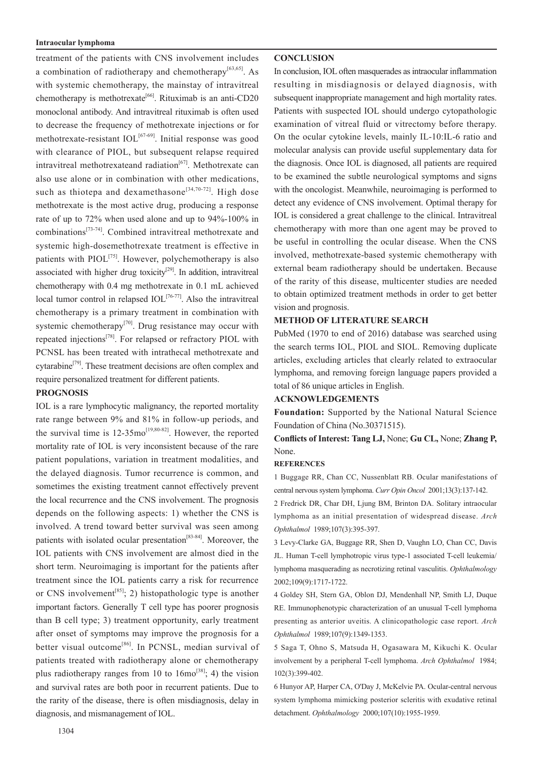treatment of the patients with CNS involvement includes a combination of radiotherapy and chemotherapy[63,65]. As with systemic chemotherapy, the mainstay of intravitreal chemotherapy is methotrexate[66]. Rituximab is an anti-CD20 monoclonal antibody. And intravitreal rituximab is often used to decrease the frequency of methotrexate injections or for methotrexate-resistant IOL[67-69]. Initial response was good with clearance of PIOL, but subsequent relapse required intravitreal methotrexateand radiation[67]. Methotrexate can also use alone or in combination with other medications, such as thiotepa and dexamethasone[34,70-72]. High dose methotrexate is the most active drug, producing a response rate of up to 72% when used alone and up to 94%-100% in combinations[73-74]. Combined intravitreal methotrexate and systemic high-dosemethotrexate treatment is effective in patients with PIOL[75]. However, polychemotherapy is also associated with higher drug toxicity[29]. In addition, intravitreal chemotherapy with 0.4 mg methotrexate in 0.1 mL achieved local tumor control in relapsed IOL[76-77]. Also the intravitreal chemotherapy is a primary treatment in combination with systemic chemotherapy[70]. Drug resistance may occur with repeated injections[78]. For relapsed or refractory PIOL with PCNSL has been treated with intrathecal methotrexate and cytarabine[79]. These treatment decisions are often complex and require personalized treatment for different patients.

## PROGNOSIS

IOL is a rare lymphocytic malignancy, the reported mortality rate range between 9% and 81% in follow-up periods, and the survival time is 12-35mo[19,80-82]. However, the reported mortality rate of IOL is very inconsistent because of the rare patient populations, variation in treatment modalities, and the delayed diagnosis. Tumor recurrence is common, and sometimes the existing treatment cannot effectively prevent the local recurrence and the CNS involvement. The prognosis depends on the following aspects: 1) whether the CNS is involved. A trend toward better survival was seen among patients with isolated ocular presentation[83-84]. Moreover, the IOL patients with CNS involvement are almost died in the short term. Neuroimaging is important for the patients after treatment since the IOL patients carry a risk for recurrence or CNS involvement[85]; 2) histopathologic type is another important factors. Generally T cell type has poorer prognosis than B cell type; 3) treatment opportunity, early treatment after onset of symptoms may improve the prognosis for a better visual outcome[86]. In PCNSL, median survival of patients treated with radiotherapy alone or chemotherapy plus radiotherapy ranges from 10 to 16mo[38]; 4) the vision and survival rates are both poor in recurrent patients. Due to the rarity of the disease, there is often misdiagnosis, delay in diagnosis, and mismanagement of IOL.

## CONCLUSION

In conclusion, IOL often masquerades as intraocular inflammation resulting in misdiagnosis or delayed diagnosis, with subsequent inappropriate management and high mortality rates. Patients with suspected IOL should undergo cytopathologic examination of vitreal fluid or vitrectomy before therapy. On the ocular cytokine levels, mainly IL-10:IL-6 ratio and molecular analysis can provide useful supplementary data for the diagnosis. Once IOL is diagnosed, all patients are required to be examined the subtle neurological symptoms and signs with the oncologist. Meanwhile, neuroimaging is performed to detect any evidence of CNS involvement. Optimal therapy for IOL is considered a great challenge to the clinical. Intravitreal chemotherapy with more than one agent may be proved to be useful in controlling the ocular disease. When the CNS involved, methotrexate-based systemic chemotherapy with external beam radiotherapy should be undertaken. Because of the rarity of this disease, multicenter studies are needed to obtain optimized treatment methods in order to get better vision and prognosis.

## METHOD OF LITERATURE SEARCH

PubMed (1970 to end of 2016) database was searched using the search terms IOL, PIOL and SIOL. Removing duplicate articles, excluding articles that clearly related to extraocular lymphoma, and removing foreign language papers provided a total of 86 unique articles in English.

## ACKNOWLEDGEMENTS

**Foundation:** Supported by the National Natural Science Foundation of China (No.30371515).

**Conflicts of Interest: Tang LJ,** None; **Gu CL,** None; **Zhang P,** None.

## REFERENCES

1 Buggage RR, Chan CC, Nussenblatt RB. Ocular manifestations of central nervous system lymphoma. *Curr Opin Oncol* 2001;13(3):137-142.

2 Fredrick DR, Char DH, Ljung BM, Brinton DA. Solitary intraocular lymphoma as an initial presentation of widespread disease. *Arch Ophthalmol* 1989;107(3):395-397.

3 Levy-Clarke GA, Buggage RR, Shen D, Vaughn LO, Chan CC, Davis JL. Human T-cell lymphotropic virus type-1 associated T-cell leukemia/lymphoma masquerading as necrotizing retinal vasculitis. *Ophthalmology* 2002;109(9):1717-1722.

4 Goldey SH, Stern GA, Oblon DJ, Mendenhall NP, Smith LJ, Duque RE. Immunophenotypic characterization of an unusual T-cell lymphoma presenting as anterior uveitis. A clinicopathologic case report. *Arch Ophthalmol* 1989;107(9):1349-1353.

5 Saga T, Ohno S, Matsuda H, Ogasawara M, Kikuchi K. Ocular involvement by a peripheral T-cell lymphoma. *Arch Ophthalmol* 1984; 102(3):399-402.

6 Hunyor AP, Harper CA, O'Day J, McKelvie PA. Ocular-central nervous system lymphoma mimicking posterior scleritis with exudative retinal detachment. *Ophthalmology* 2000;107(10):1955-1959.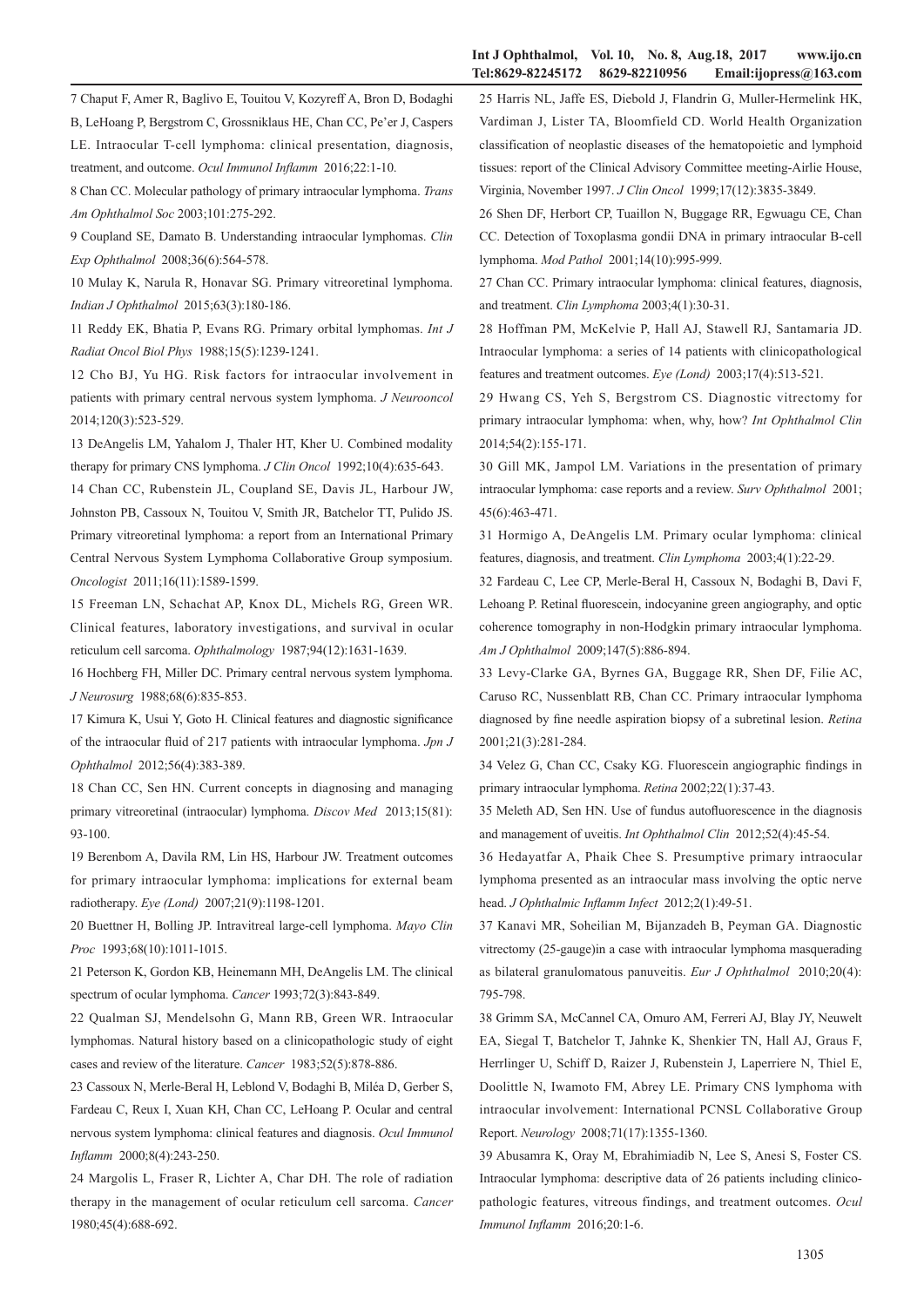7 Chaput F, Amer R, Baglivo E, Touitou V, Kozyreff A, Bron D, Bodaghi B, LeHoang P, Bergstrom C, Grossniklaus HE, Chan CC, Pe'er J, Caspers LE. Intraocular T-cell lymphoma: clinical presentation, diagnosis, treatment, and outcome. *Ocul Immunol Inflamm* 2016;22:1-10.

8 Chan CC. Molecular pathology of primary intraocular lymphoma. *Trans Am Ophthalmol Soc* 2003;101:275-292.

9 Coupland SE, Damato B. Understanding intraocular lymphomas. *Clin Exp Ophthalmol* 2008;36(6):564-578.

10 Mulay K, Narula R, Honavar SG. Primary vitreoretinal lymphoma. *Indian J Ophthalmol* 2015;63(3):180-186.

11 Reddy EK, Bhatia P, Evans RG. Primary orbital lymphomas. *Int J Radiat Oncol Biol Phys* 1988;15(5):1239-1241.

12 Cho BJ, Yu HG. Risk factors for intraocular involvement in patients with primary central nervous system lymphoma. *J Neurooncol* 2014;120(3):523-529.

13 DeAngelis LM, Yahalom J, Thaler HT, Kher U. Combined modality therapy for primary CNS lymphoma. *J Clin Oncol* 1992;10(4):635-643.

14 Chan CC, Rubenstein JL, Coupland SE, Davis JL, Harbour JW, Johnston PB, Cassoux N, Touitou V, Smith JR, Batchelor TT, Pulido JS. Primary vitreoretinal lymphoma: a report from an International Primary Central Nervous System Lymphoma Collaborative Group symposium. *Oncologist* 2011;16(11):1589-1599.

15 Freeman LN, Schachat AP, Knox DL, Michels RG, Green WR. Clinical features, laboratory investigations, and survival in ocular reticulum cell sarcoma. *Ophthalmology* 1987;94(12):1631-1639.

16 Hochberg FH, Miller DC. Primary central nervous system lymphoma. *J Neurosurg* 1988;68(6):835-853.

17 Kimura K, Usui Y, Goto H. Clinical features and diagnostic significance of the intraocular fluid of 217 patients with intraocular lymphoma. *Jpn J Ophthalmol* 2012;56(4):383-389.

18 Chan CC, Sen HN. Current concepts in diagnosing and managing primary vitreoretinal (intraocular) lymphoma. *Discov Med* 2013;15(81):93-100.

19 Berenbom A, Davila RM, Lin HS, Harbour JW. Treatment outcomes for primary intraocular lymphoma: implications for external beam radiotherapy. *Eye (Lond)* 2007;21(9):1198-1201.

20 Buettner H, Bolling JP. Intravitreal large-cell lymphoma. *Mayo Clin Proc* 1993;68(10):1011-1015.

21 Peterson K, Gordon KB, Heinemann MH, DeAngelis LM. The clinical spectrum of ocular lymphoma. *Cancer* 1993;72(3):843-849.

22 Qualman SJ, Mendelsohn G, Mann RB, Green WR. Intraocular lymphomas. Natural history based on a clinicopathologic study of eight cases and review of the literature. *Cancer* 1983;52(5):878-886.

23 Cassoux N, Merle-Beral H, Leblond V, Bodaghi B, Miléa D, Gerber S, Fardeau C, Reux I, Xuan KH, Chan CC, LeHoang P. Ocular and central nervous system lymphoma: clinical features and diagnosis. *Ocul Immunol Inflamm* 2000;8(4):243-250.

24 Margolis L, Fraser R, Lichter A, Char DH. The role of radiation therapy in the management of ocular reticulum cell sarcoma. *Cancer* 1980;45(4):688-692.

25 Harris NL, Jaffe ES, Diebold J, Flandrin G, Muller-Hermelink HK, Vardiman J, Lister TA, Bloomfield CD. World Health Organization classification of neoplastic diseases of the hematopoietic and lymphoid tissues: report of the Clinical Advisory Committee meeting-Airlie House, Virginia, November 1997. *J Clin Oncol* 1999;17(12):3835-3849.

26 Shen DF, Herbort CP, Tuaillon N, Buggage RR, Egwuagu CE, Chan CC. Detection of Toxoplasma gondii DNA in primary intraocular B-cell lymphoma. *Mod Pathol* 2001;14(10):995-999.

27 Chan CC. Primary intraocular lymphoma: clinical features, diagnosis, and treatment. *Clin Lymphoma* 2003;4(1):30-31.

28 Hoffman PM, McKelvie P, Hall AJ, Stawell RJ, Santamaria JD. Intraocular lymphoma: a series of 14 patients with clinicopathological features and treatment outcomes. *Eye (Lond)* 2003;17(4):513-521.

29 Hwang CS, Yeh S, Bergstrom CS. Diagnostic vitrectomy for primary intraocular lymphoma: when, why, how? *Int Ophthalmol Clin* 2014;54(2):155-171.

30 Gill MK, Jampol LM. Variations in the presentation of primary intraocular lymphoma: case reports and a review. *Surv Ophthalmol* 2001;45(6):463-471.

31 Hormigo A, DeAngelis LM. Primary ocular lymphoma: clinical features, diagnosis, and treatment. *Clin Lymphoma* 2003;4(1):22-29.

32 Fardeau C, Lee CP, Merle-Beral H, Cassoux N, Bodaghi B, Davi F, Lehoang P. Retinal fluorescein, indocyanine green angiography, and optic coherence tomography in non-Hodgkin primary intraocular lymphoma. *Am J Ophthalmol* 2009;147(5):886-894.

33 Levy-Clarke GA, Byrnes GA, Buggage RR, Shen DF, Filie AC, Caruso RC, Nussenblatt RB, Chan CC. Primary intraocular lymphoma diagnosed by fine needle aspiration biopsy of a subretinal lesion. *Retina* 2001;21(3):281-284.

34 Velez G, Chan CC, Csaky KG. Fluorescein angiographic findings in primary intraocular lymphoma. *Retina* 2002;22(1):37-43.

35 Meleth AD, Sen HN. Use of fundus autofluorescence in the diagnosis and management of uveitis. *Int Ophthalmol Clin* 2012;52(4):45-54.

36 Hedayatfar A, Phaik Chee S. Presumptive primary intraocular lymphoma presented as an intraocular mass involving the optic nerve head. *J Ophthalmic Inflamm Infect* 2012;2(1):49-51.

37 Kanavi MR, Soheilian M, Bijanzadeh B, Peyman GA. Diagnostic vitrectomy (25-gauge)in a case with intraocular lymphoma masquerading as bilateral granulomatous panuveitis. *Eur J Ophthalmol* 2010;20(4):795-798.

38 Grimm SA, McCannel CA, Omuro AM, Ferreri AJ, Blay JY, Neuwelt EA, Siegal T, Batchelor T, Jahnke K, Shenkier TN, Hall AJ, Graus F, Herrlinger U, Schiff D, Raizer J, Rubenstein J, Laperriere N, Thiel E, Doolittle N, Iwamoto FM, Abrey LE. Primary CNS lymphoma with intraocular involvement: International PCNSL Collaborative Group Report. *Neurology* 2008;71(17):1355-1360.

39 Abusamra K, Oray M, Ebrahimiadib N, Lee S, Anesi S, Foster CS. Intraocular lymphoma: descriptive data of 26 patients including clinico-pathologic features, vitreous findings, and treatment outcomes. *Ocul Immunol Inflamm* 2016;20:1-6.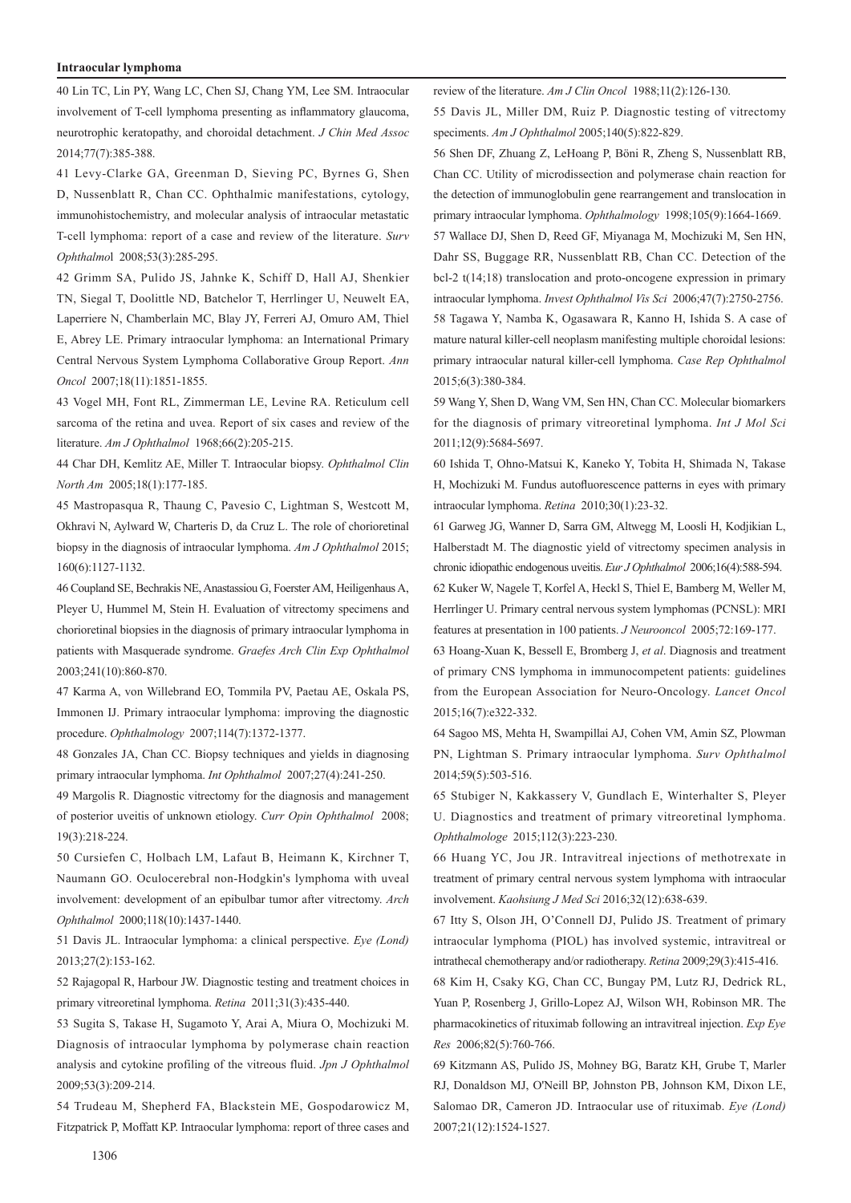40 Lin TC, Lin PY, Wang LC, Chen SJ, Chang YM, Lee SM. Intraocular involvement of T-cell lymphoma presenting as inflammatory glaucoma, neurotrophic keratopathy, and choroidal detachment. *J Chin Med Assoc* 2014;77(7):385-388.

41 Levy-Clarke GA, Greenman D, Sieving PC, Byrnes G, Shen D, Nussenblatt R, Chan CC. Ophthalmic manifestations, cytology, immunohistochemistry, and molecular analysis of intraocular metastatic T-cell lymphoma: report of a case and review of the literature. *Surv Ophthalmol* 2008;53(3):285-295.

42 Grimm SA, Pulido JS, Jahnke K, Schiff D, Hall AJ, Shenkier TN, Siegal T, Doolittle ND, Batchelor T, Herrlinger U, Neuwelt EA, Laperriere N, Chamberlain MC, Blay JY, Ferreri AJ, Omuro AM, Thiel E, Abrey LE. Primary intraocular lymphoma: an International Primary Central Nervous System Lymphoma Collaborative Group Report. *Ann Oncol* 2007;18(11):1851-1855.

43 Vogel MH, Font RL, Zimmerman LE, Levine RA. Reticulum cell sarcoma of the retina and uvea. Report of six cases and review of the literature. *Am J Ophthalmol* 1968;66(2):205-215.

44 Char DH, Kemlitz AE, Miller T. Intraocular biopsy. *Ophthalmol Clin North Am* 2005;18(1):177-185.

45 Mastropasqua R, Thaung C, Pavesio C, Lightman S, Westcott M, Okhravi N, Aylward W, Charteris D, da Cruz L. The role of chorioretinal biopsy in the diagnosis of intraocular lymphoma. *Am J Ophthalmol* 2015; 160(6):1127-1132.

46 Coupland SE, Bechrakis NE, Anastassiou G, Foerster AM, Heiligenhaus A, Pleyer U, Hummel M, Stein H. Evaluation of vitrectomy specimens and chorioretinal biopsies in the diagnosis of primary intraocular lymphoma in patients with Masquerade syndrome. *Graefes Arch Clin Exp Ophthalmol* 2003;241(10):860-870.

47 Karma A, von Willebrand EO, Tommila PV, Paetau AE, Oskala PS, Immonen IJ. Primary intraocular lymphoma: improving the diagnostic procedure. *Ophthalmology* 2007;114(7):1372-1377.

48 Gonzales JA, Chan CC. Biopsy techniques and yields in diagnosing primary intraocular lymphoma. *Int Ophthalmol* 2007;27(4):241-250.

49 Margolis R. Diagnostic vitrectomy for the diagnosis and management of posterior uveitis of unknown etiology. *Curr Opin Ophthalmol* 2008; 19(3):218-224.

50 Cursiefen C, Holbach LM, Lafaut B, Heimann K, Kirchner T, Naumann GO. Oculocerebral non-Hodgkin's lymphoma with uveal involvement: development of an epibulbar tumor after vitrectomy. *Arch Ophthalmol* 2000;118(10):1437-1440.

51 Davis JL. Intraocular lymphoma: a clinical perspective. *Eye (Lond)* 2013;27(2):153-162.

52 Rajagopal R, Harbour JW. Diagnostic testing and treatment choices in primary vitreoretinal lymphoma. *Retina* 2011;31(3):435-440.

53 Sugita S, Takase H, Sugamoto Y, Arai A, Miura O, Mochizuki M. Diagnosis of intraocular lymphoma by polymerase chain reaction analysis and cytokine profiling of the vitreous fluid. *Jpn J Ophthalmol* 2009;53(3):209-214.

54 Trudeau M, Shepherd FA, Blackstein ME, Gospodarowicz M, Fitzpatrick P, Moffatt KP. Intraocular lymphoma: report of three cases and review of the literature. *Am J Clin Oncol* 1988;11(2):126-130.

55 Davis JL, Miller DM, Ruiz P. Diagnostic testing of vitrectomy speciments. *Am J Ophthalmol* 2005;140(5):822-829.

56 Shen DF, Zhuang Z, LeHoang P, Böni R, Zheng S, Nussenblatt RB, Chan CC. Utility of microdissection and polymerase chain reaction for the detection of immunoglobulin gene rearrangement and translocation in primary intraocular lymphoma. *Ophthalmology* 1998;105(9):1664-1669.

57 Wallace DJ, Shen D, Reed GF, Miyanaga M, Mochizuki M, Sen HN, Dahr SS, Buggage RR, Nussenblatt RB, Chan CC. Detection of the bcl-2 t(14;18) translocation and proto-oncogene expression in primary intraocular lymphoma. *Invest Ophthalmol Vis Sci* 2006;47(7):2750-2756.

58 Tagawa Y, Namba K, Ogasawara R, Kanno H, Ishida S. A case of mature natural killer-cell neoplasm manifesting multiple choroidal lesions: primary intraocular natural killer-cell lymphoma. *Case Rep Ophthalmol* 2015;6(3):380-384.

59 Wang Y, Shen D, Wang VM, Sen HN, Chan CC. Molecular biomarkers for the diagnosis of primary vitreoretinal lymphoma. *Int J Mol Sci* 2011;12(9):5684-5697.

60 Ishida T, Ohno-Matsui K, Kaneko Y, Tobita H, Shimada N, Takase H, Mochizuki M. Fundus autofluorescence patterns in eyes with primary intraocular lymphoma. *Retina* 2010;30(1):23-32.

61 Garweg JG, Wanner D, Sarra GM, Altwegg M, Loosli H, Kodjikian L, Halberstadt M. The diagnostic yield of vitrectomy specimen analysis in chronic idiopathic endogenous uveitis. *Eur J Ophthalmol* 2006;16(4):588-594.

62 Kuker W, Nagele T, Korfel A, Heckl S, Thiel E, Bamberg M, Weller M, Herrlinger U. Primary central nervous system lymphomas (PCNSL): MRI features at presentation in 100 patients. *J Neurooncol* 2005;72:169-177.

63 Hoang-Xuan K, Bessell E, Bromberg J, *et al*. Diagnosis and treatment of primary CNS lymphoma in immunocompetent patients: guidelines from the European Association for Neuro-Oncology. *Lancet Oncol* 2015;16(7):e322-332.

64 Sagoo MS, Mehta H, Swampillai AJ, Cohen VM, Amin SZ, Plowman PN, Lightman S. Primary intraocular lymphoma. *Surv Ophthalmol* 2014;59(5):503-516.

65 Stubiger N, Kakkassery V, Gundlach E, Winterhalter S, Pleyer U. Diagnostics and treatment of primary vitreoretinal lymphoma. *Ophthalmologe* 2015;112(3):223-230.

66 Huang YC, Jou JR. Intravitreal injections of methotrexate in treatment of primary central nervous system lymphoma with intraocular involvement. *Kaohsiung J Med Sci* 2016;32(12):638-639.

67 Itty S, Olson JH, O'Connell DJ, Pulido JS. Treatment of primary intraocular lymphoma (PIOL) has involved systemic, intravitreal or intrathecal chemotherapy and/or radiotherapy. *Retina* 2009;29(3):415-416.

68 Kim H, Csaky KG, Chan CC, Bungay PM, Lutz RJ, Dedrick RL, Yuan P, Rosenberg J, Grillo-Lopez AJ, Wilson WH, Robinson MR. The pharmacokinetics of rituximab following an intravitreal injection. *Exp Eye Res* 2006;82(5):760-766.

69 Kitzmann AS, Pulido JS, Mohney BG, Baratz KH, Grube T, Marler RJ, Donaldson MJ, O'Neill BP, Johnston PB, Johnson KM, Dixon LE, Salomao DR, Cameron JD. Intraocular use of rituximab. *Eye (Lond)* 2007;21(12):1524-1527.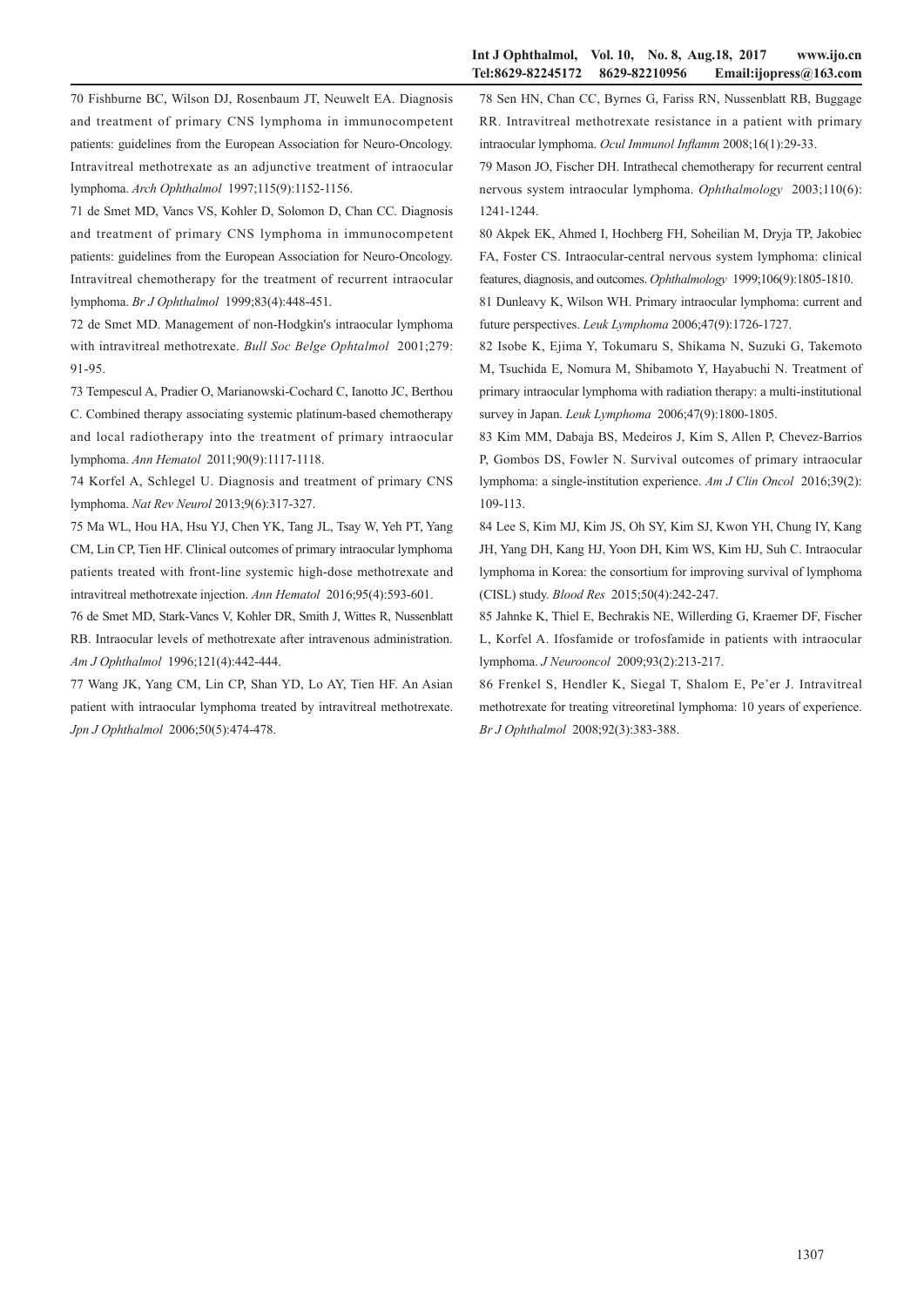70 Fishburne BC, Wilson DJ, Rosenbaum JT, Neuwelt EA. Diagnosis and treatment of primary CNS lymphoma in immunocompetent patients: guidelines from the European Association for Neuro-Oncology. Intravitreal methotrexate as an adjunctive treatment of intraocular lymphoma. *Arch Ophthalmol* 1997;115(9):1152-1156.

71 de Smet MD, Vancs VS, Kohler D, Solomon D, Chan CC. Diagnosis and treatment of primary CNS lymphoma in immunocompetent patients: guidelines from the European Association for Neuro-Oncology. Intravitreal chemotherapy for the treatment of recurrent intraocular lymphoma. *Br J Ophthalmol* 1999;83(4):448-451.

72 de Smet MD. Management of non-Hodgkin's intraocular lymphoma with intravitreal methotrexate. *Bull Soc Belge Ophtalmol* 2001;279: 91-95.

73 Tempescul A, Pradier O, Marianowski-Cochard C, Ianotto JC, Berthou C. Combined therapy associating systemic platinum-based chemotherapy and local radiotherapy into the treatment of primary intraocular lymphoma. *Ann Hematol* 2011;90(9):1117-1118.

74 Korfel A, Schlegel U. Diagnosis and treatment of primary CNS lymphoma. *Nat Rev Neurol* 2013;9(6):317-327.

75 Ma WL, Hou HA, Hsu YJ, Chen YK, Tang JL, Tsay W, Yeh PT, Yang CM, Lin CP, Tien HF. Clinical outcomes of primary intraocular lymphoma patients treated with front-line systemic high-dose methotrexate and intravitreal methotrexate injection. *Ann Hematol* 2016;95(4):593-601.

76 de Smet MD, Stark-Vancs V, Kohler DR, Smith J, Wittes R, Nussenblatt RB. Intraocular levels of methotrexate after intravenous administration. *Am J Ophthalmol* 1996;121(4):442-444.

77 Wang JK, Yang CM, Lin CP, Shan YD, Lo AY, Tien HF. An Asian patient with intraocular lymphoma treated by intravitreal methotrexate. *Jpn J Ophthalmol* 2006;50(5):474-478.

78 Sen HN, Chan CC, Byrnes G, Fariss RN, Nussenblatt RB, Buggage RR. Intravitreal methotrexate resistance in a patient with primary intraocular lymphoma. *Ocul Immunol Inflamm* 2008;16(1):29-33.

79 Mason JO, Fischer DH. Intrathecal chemotherapy for recurrent central nervous system intraocular lymphoma. *Ophthalmology* 2003;110(6): 1241-1244.

80 Akpek EK, Ahmed I, Hochberg FH, Soheilian M, Dryja TP, Jakobiec FA, Foster CS. Intraocular-central nervous system lymphoma: clinical features, diagnosis, and outcomes. *Ophthalmology* 1999;106(9):1805-1810.

81 Dunleavy K, Wilson WH. Primary intraocular lymphoma: current and future perspectives. *Leuk Lymphoma* 2006;47(9):1726-1727.

82 Isobe K, Ejima Y, Tokumaru S, Shikama N, Suzuki G, Takemoto M, Tsuchida E, Nomura M, Shibamoto Y, Hayabuchi N. Treatment of primary intraocular lymphoma with radiation therapy: a multi-institutional survey in Japan. *Leuk Lymphoma* 2006;47(9):1800-1805.

83 Kim MM, Dabaja BS, Medeiros J, Kim S, Allen P, Chevez-Barrios P, Gombos DS, Fowler N. Survival outcomes of primary intraocular lymphoma: a single-institution experience. *Am J Clin Oncol* 2016;39(2): 109-113.

84 Lee S, Kim MJ, Kim JS, Oh SY, Kim SJ, Kwon YH, Chung IY, Kang JH, Yang DH, Kang HJ, Yoon DH, Kim WS, Kim HJ, Suh C. Intraocular lymphoma in Korea: the consortium for improving survival of lymphoma (CISL) study. *Blood Res* 2015;50(4):242-247.

85 Jahnke K, Thiel E, Bechrakis NE, Willerding G, Kraemer DF, Fischer L, Korfel A. Ifosfamide or trofosfamide in patients with intraocular lymphoma. *J Neurooncol* 2009;93(2):213-217.

86 Frenkel S, Hendler K, Siegal T, Shalom E, Pe'er J. Intravitreal methotrexate for treating vitreoretinal lymphoma: 10 years of experience. *Br J Ophthalmol* 2008;92(3):383-388.